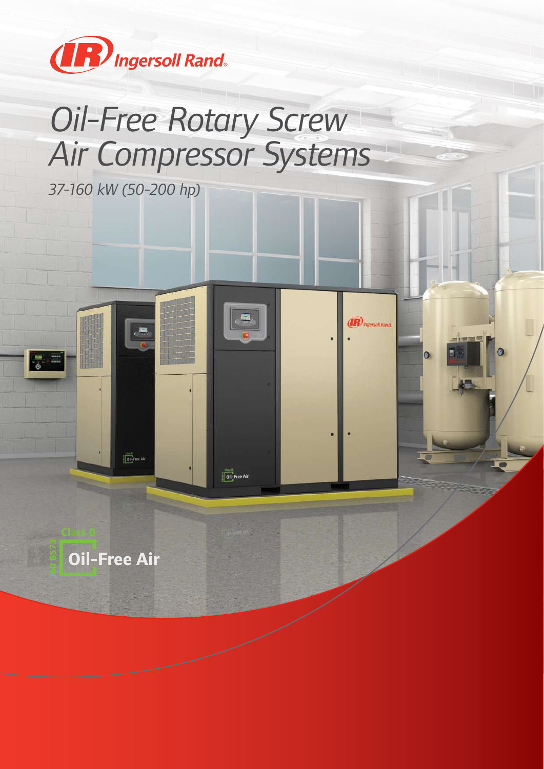Ingersoll Rand

# *Oil-Free Rotary Screw Air Compressor Systems*

*37-160 kW (50-200 hp)*

ISO 8573 Class 0 Oil-Free Air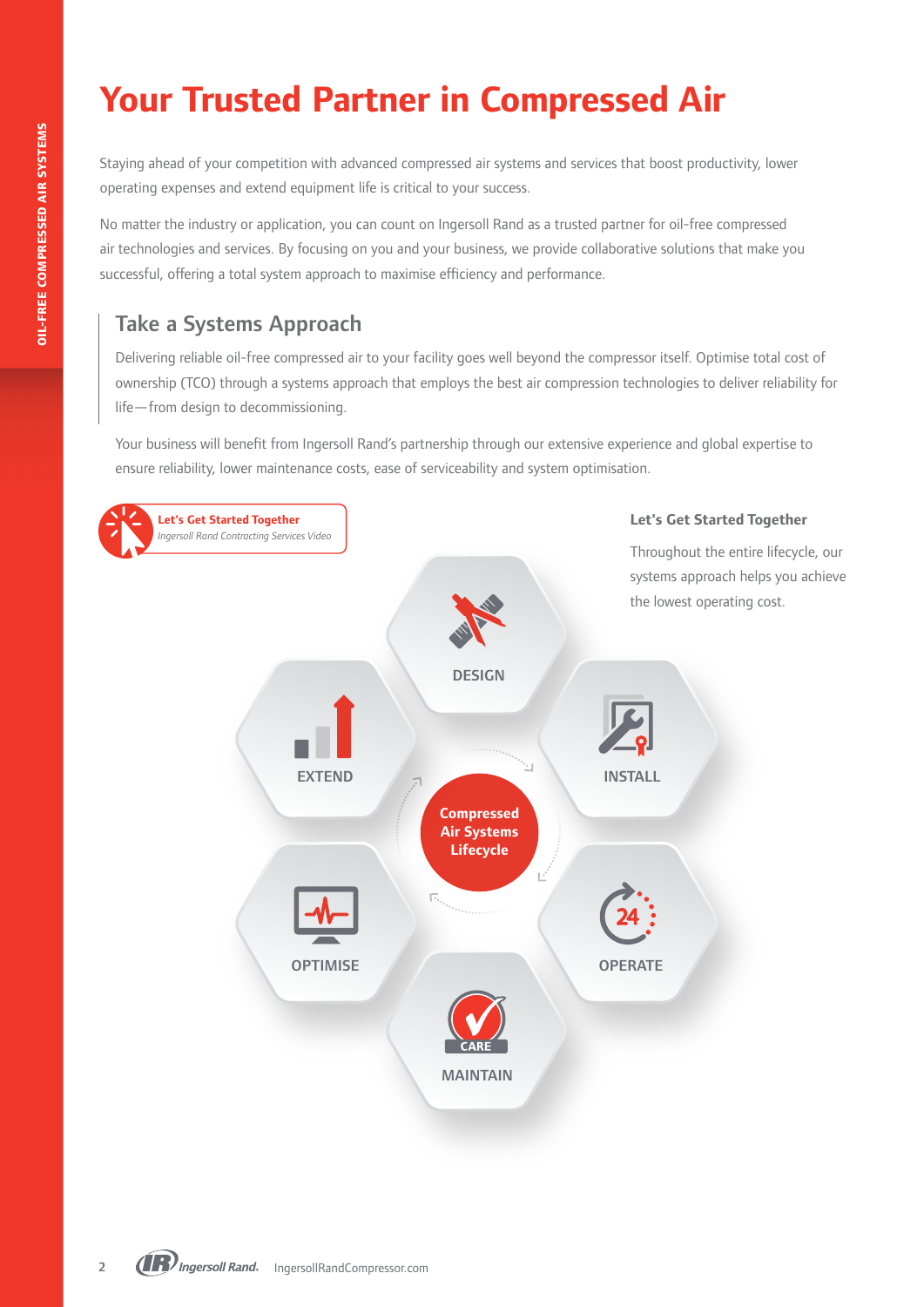# Your Trusted Partner in Compressed Air

Staying ahead of your competition with advanced compressed air systems and services that boost productivity, lower operating expenses and extend equipment life is critical to your success.

No matter the industry or application, you can count on Ingersoll Rand as a trusted partner for oil-free compressed air technologies and services. By focusing on you and your business, we provide collaborative solutions that make you successful, offering a total system approach to maximise efficiency and performance.

## Take a Systems Approach

Delivering reliable oil-free compressed air to your facility goes well beyond the compressor itself. Optimise total cost of ownership (TCO) through a systems approach that employs the best air compression technologies to deliver reliability for life—from design to decommissioning.

Your business will benefit from Ingersoll Rand's partnership through our extensive experience and global expertise to ensure reliability, lower maintenance costs, ease of serviceability and system optimisation.

**Let's Get Started Together**
*Ingersoll Rand Contracting Services Video*

### Let's Get Started Together

Throughout the entire lifecycle, our systems approach helps you achieve the lowest operating cost.

**Compressed Air Systems Lifecycle**

- DESIGN
- INSTALL
- OPERATE
- MAINTAIN
- OPTIMISE
- EXTEND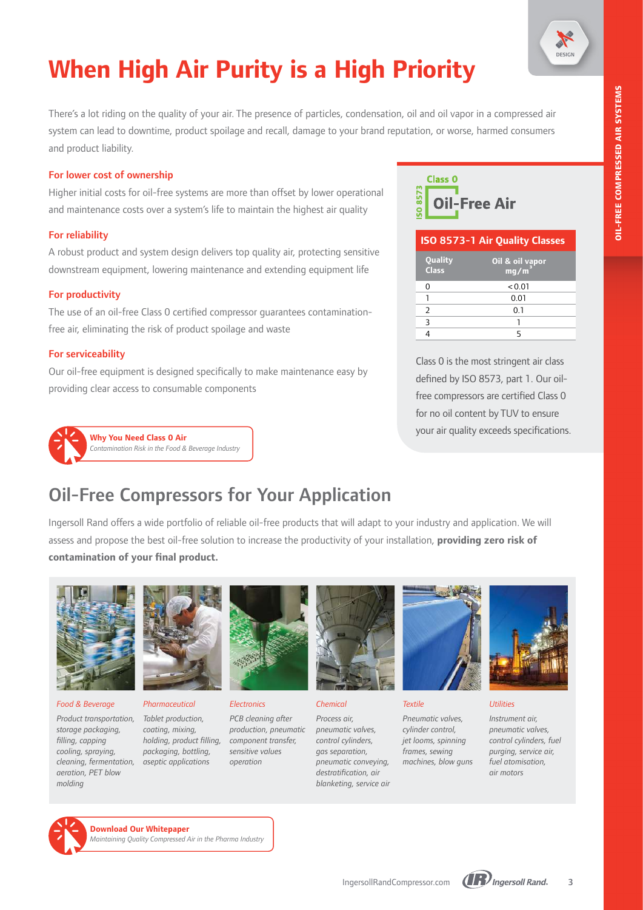# When High Air Purity is a High Priority

There's a lot riding on the quality of your air. The presence of particles, condensation, oil and oil vapor in a compressed air system can lead to downtime, product spoilage and recall, damage to your brand reputation, or worse, harmed consumers and product liability.

### For lower cost of ownership

Higher initial costs for oil-free systems are more than offset by lower operational and maintenance costs over a system's life to maintain the highest air quality

### For reliability

A robust product and system design delivers top quality air, protecting sensitive downstream equipment, lowering maintenance and extending equipment life

### For productivity

The use of an oil-free Class 0 certified compressor guarantees contamination-free air, eliminating the risk of product spoilage and waste

### For serviceability

Our oil-free equipment is designed specifically to make maintenance easy by providing clear access to consumable components

**Why You Need Class 0 Air**
*Contamination Risk in the Food & Beverage Industry*

ISO 8573 Class 0 **Oil-Free Air**

**ISO 8573-1 Air Quality Classes**

| Quality Class | Oil & oil vapor mg/m³ |
|---|---|
| 0 | < 0.01 |
| 1 | 0.01 |
| 2 | 0.1 |
| 3 | 1 |
| 4 | 5 |

Class 0 is the most stringent air class defined by ISO 8573, part 1. Our oil-free compressors are certified Class 0 for no oil content by TUV to ensure your air quality exceeds specifications.

## Oil-Free Compressors for Your Application

Ingersoll Rand offers a wide portfolio of reliable oil-free products that will adapt to your industry and application. We will assess and propose the best oil-free solution to increase the productivity of your installation, **providing zero risk of contamination of your final product.**

*Food & Beverage*

*Product transportation, storage packaging, filling, capping cooling, spraying, cleaning, fermentation, aeration, PET blow molding*

*Pharmaceutical*

*Tablet production, coating, mixing, holding, product filling, packaging, bottling, aseptic applications*

*Electronics*

*PCB cleaning after production, pneumatic component transfer, sensitive values operation*

*Chemical*

*Process air, pneumatic valves, control cylinders, gas separation, pneumatic conveying, destratification, air blanketing, service air*

*Textile*

*Pneumatic valves, cylinder control, jet looms, spinning frames, sewing machines, blow guns*

*Utilities*

*Instrument air, pneumatic valves, control cylinders, fuel purging, service air, fuel atomisation, air motors*

**Download Our Whitepaper**
*Maintaining Quality Compressed Air in the Pharma Industry*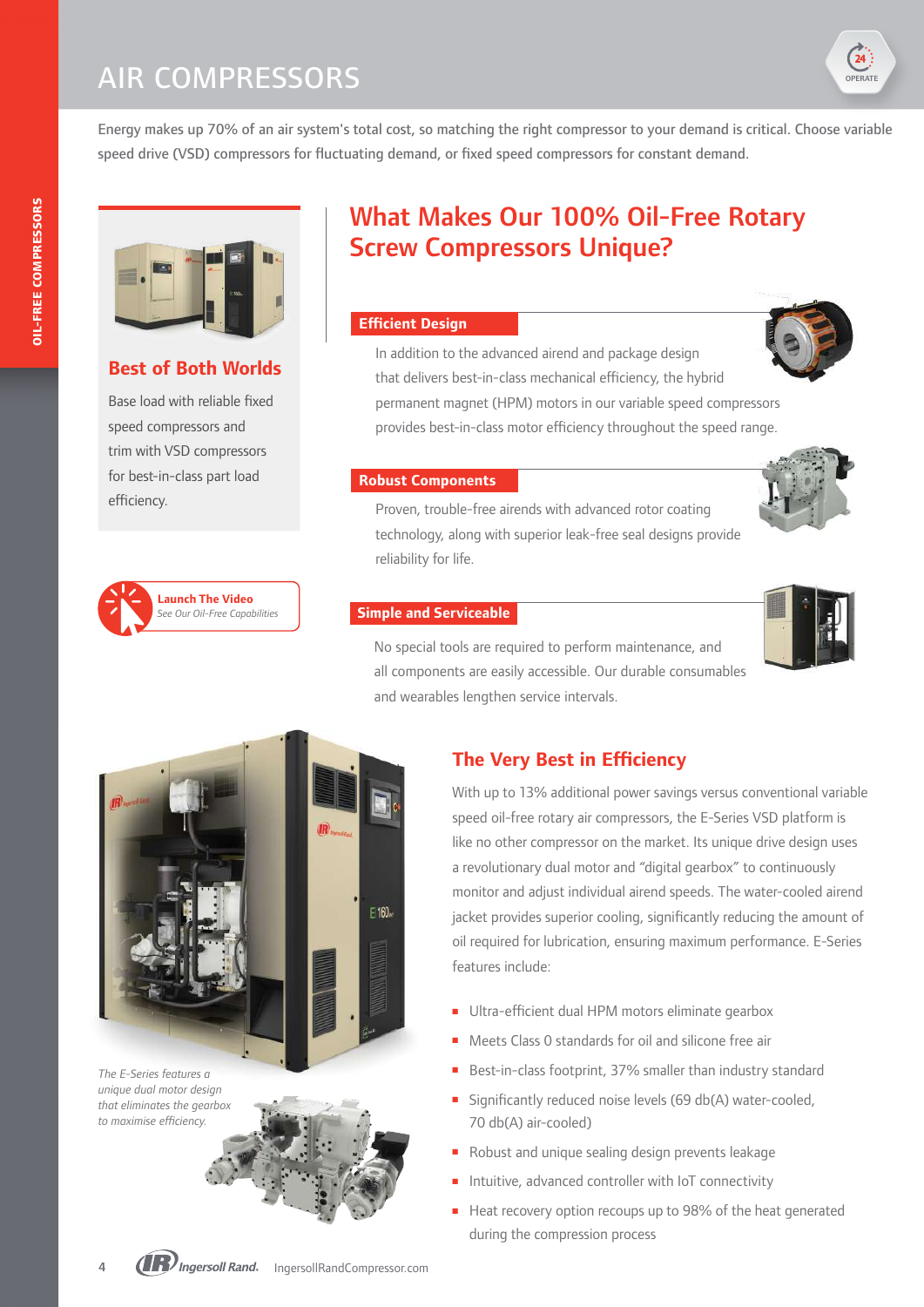# AIR COMPRESSORS

Energy makes up 70% of an air system's total cost, so matching the right compressor to your demand is critical. Choose variable speed drive (VSD) compressors for fluctuating demand, or fixed speed compressors for constant demand.

## Best of Both Worlds

Base load with reliable fixed speed compressors and trim with VSD compressors for best-in-class part load efficiency.

**Launch The Video**
*See Our Oil-Free Capabilities*

## What Makes Our 100% Oil-Free Rotary Screw Compressors Unique?

### Efficient Design

In addition to the advanced airend and package design that delivers best-in-class mechanical efficiency, the hybrid permanent magnet (HPM) motors in our variable speed compressors provides best-in-class motor efficiency throughout the speed range.

### Robust Components

Proven, trouble-free airends with advanced rotor coating technology, along with superior leak-free seal designs provide reliability for life.

### Simple and Serviceable

No special tools are required to perform maintenance, and all components are easily accessible. Our durable consumables and wearables lengthen service intervals.

*The E-Series features a unique dual motor design that eliminates the gearbox to maximise efficiency.*

## The Very Best in Efficiency

With up to 13% additional power savings versus conventional variable speed oil-free rotary air compressors, the E-Series VSD platform is like no other compressor on the market. Its unique drive design uses a revolutionary dual motor and "digital gearbox" to continuously monitor and adjust individual airend speeds. The water-cooled airend jacket provides superior cooling, significantly reducing the amount of oil required for lubrication, ensuring maximum performance. E-Series features include:

- Ultra-efficient dual HPM motors eliminate gearbox
- Meets Class 0 standards for oil and silicone free air
- Best-in-class footprint, 37% smaller than industry standard
- Significantly reduced noise levels (69 db(A) water-cooled, 70 db(A) air-cooled)
- Robust and unique sealing design prevents leakage
- Intuitive, advanced controller with IoT connectivity
- Heat recovery option recoups up to 98% of the heat generated during the compression process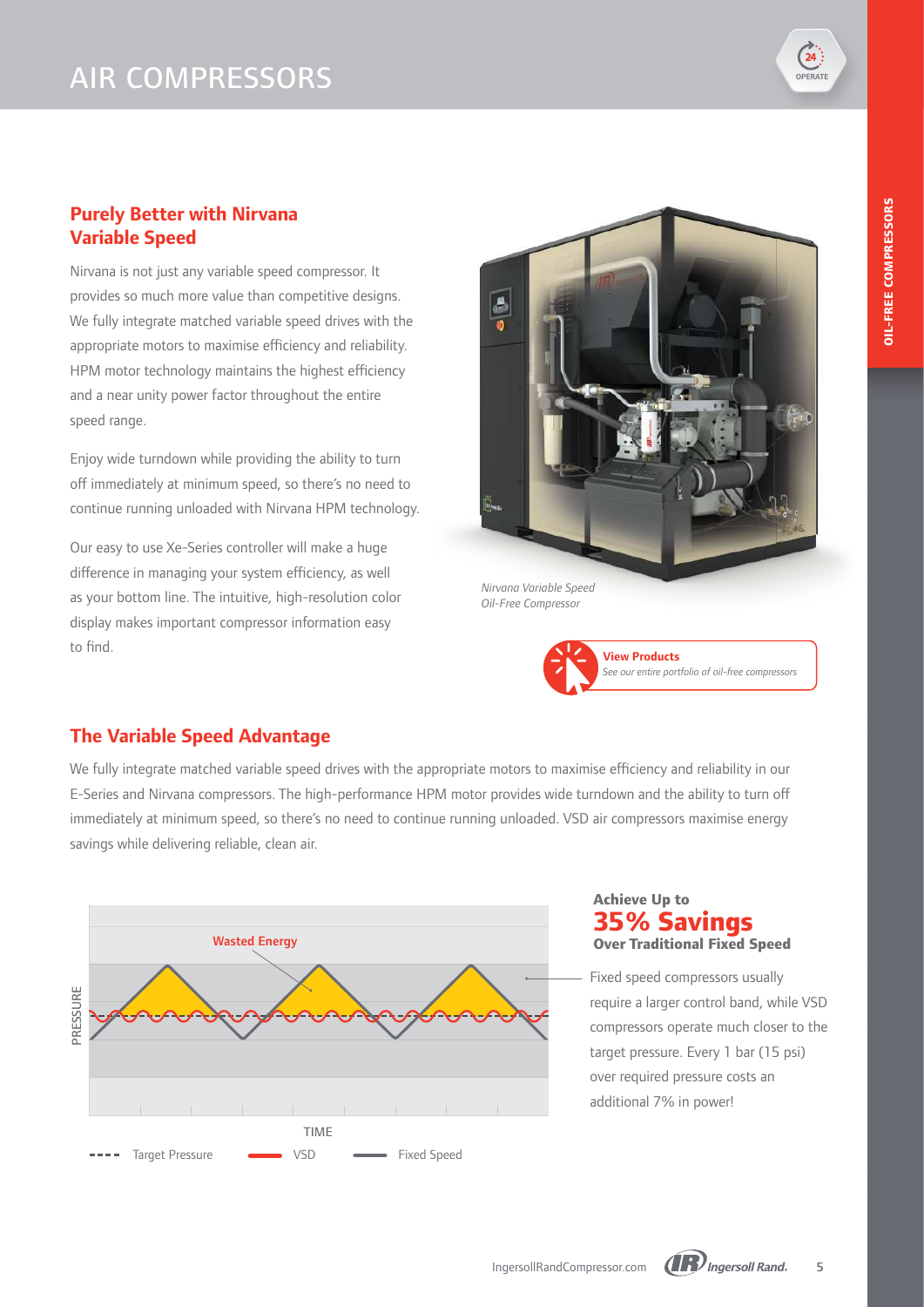# AIR COMPRESSORS

## Purely Better with Nirvana Variable Speed

Nirvana is not just any variable speed compressor. It provides so much more value than competitive designs. We fully integrate matched variable speed drives with the appropriate motors to maximise efficiency and reliability. HPM motor technology maintains the highest efficiency and a near unity power factor throughout the entire speed range.

Enjoy wide turndown while providing the ability to turn off immediately at minimum speed, so there's no need to continue running unloaded with Nirvana HPM technology.

Our easy to use Xe-Series controller will make a huge difference in managing your system efficiency, as well as your bottom line. The intuitive, high-resolution color display makes important compressor information easy to find.

*Nirvana Variable Speed Oil-Free Compressor*

**View Products**
*See our entire portfolio of oil-free compressors*

## The Variable Speed Advantage

We fully integrate matched variable speed drives with the appropriate motors to maximise efficiency and reliability in our E-Series and Nirvana compressors. The high-performance HPM motor provides wide turndown and the ability to turn off immediately at minimum speed, so there's no need to continue running unloaded. VSD air compressors maximise energy savings while delivering reliable, clean air.

Wasted Energy

PRESSURE

TIME

Target Pressure — VSD — Fixed Speed

### Achieve Up to **35% Savings** Over Traditional Fixed Speed

Fixed speed compressors usually require a larger control band, while VSD compressors operate much closer to the target pressure. Every 1 bar (15 psi) over required pressure costs an additional 7% in power!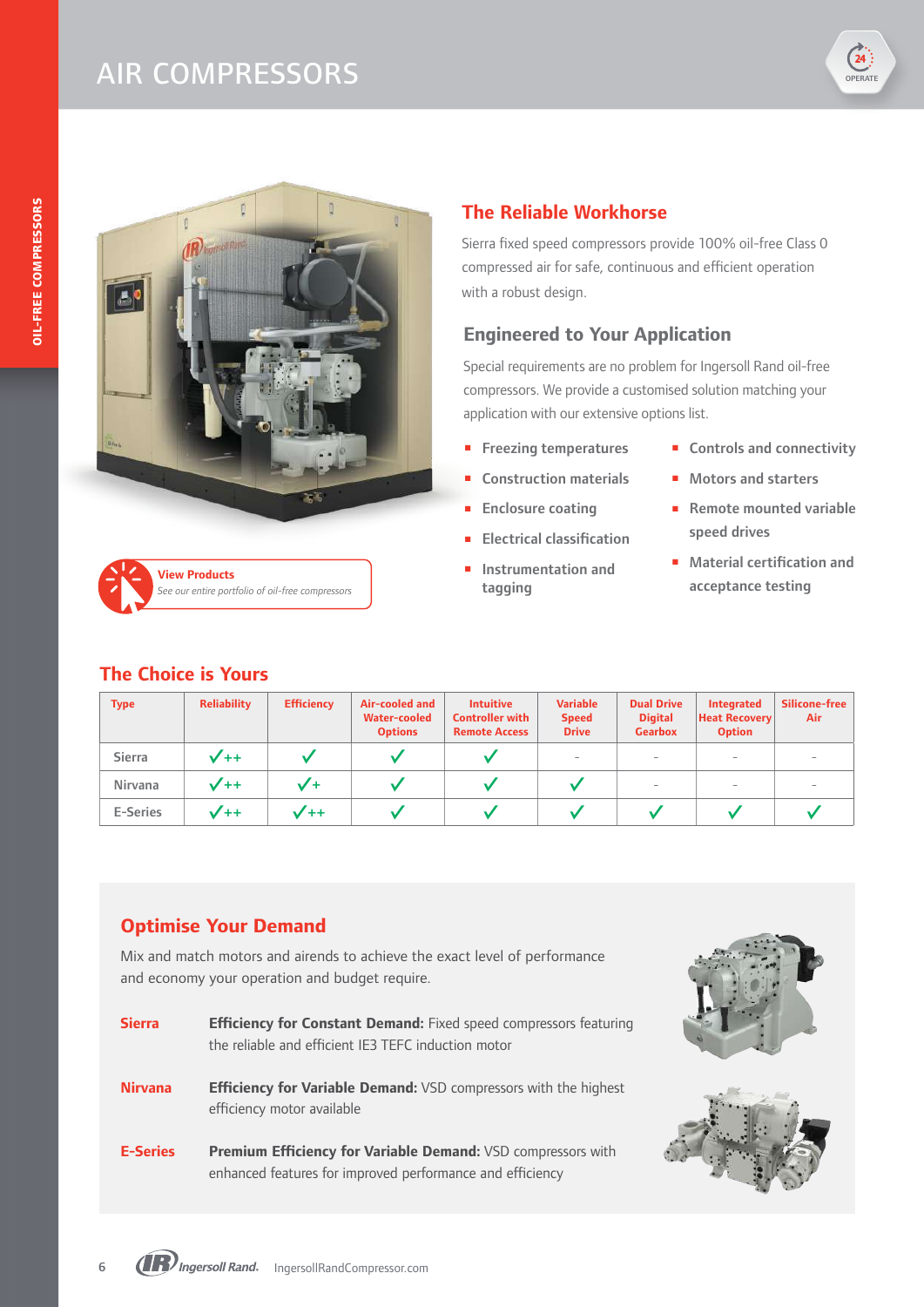# AIR COMPRESSORS

## The Reliable Workhorse

Sierra fixed speed compressors provide 100% oil-free Class 0 compressed air for safe, continuous and efficient operation with a robust design.

## Engineered to Your Application

Special requirements are no problem for Ingersoll Rand oil-free compressors. We provide a customised solution matching your application with our extensive options list.

- Freezing temperatures
- Construction materials
- Enclosure coating
- Electrical classification
- Instrumentation and tagging
- Controls and connectivity
- Motors and starters
- Remote mounted variable speed drives
- Material certification and acceptance testing

**View Products**
*See our entire portfolio of oil-free compressors*

## The Choice is Yours

| Type | Reliability | Efficiency | Air-cooled and Water-cooled Options | Intuitive Controller with Remote Access | Variable Speed Drive | Dual Drive Digital Gearbox | Integrated Heat Recovery Option | Silicone-free Air |
|---|---|---|---|---|---|---|---|---|
| Sierra | ✓++ | ✓ | ✓ | ✓ | - | - | - | - |
| Nirvana | ✓++ | ✓+ | ✓ | ✓ | ✓ | - | - | - |
| E-Series | ✓++ | ✓++ | ✓ | ✓ | ✓ | ✓ | ✓ | ✓ |

## Optimise Your Demand

Mix and match motors and airends to achieve the exact level of performance and economy your operation and budget require.

**Sierra** — **Efficiency for Constant Demand:** Fixed speed compressors featuring the reliable and efficient IE3 TEFC induction motor

**Nirvana** — **Efficiency for Variable Demand:** VSD compressors with the highest efficiency motor available

**E-Series** — **Premium Efficiency for Variable Demand:** VSD compressors with enhanced features for improved performance and efficiency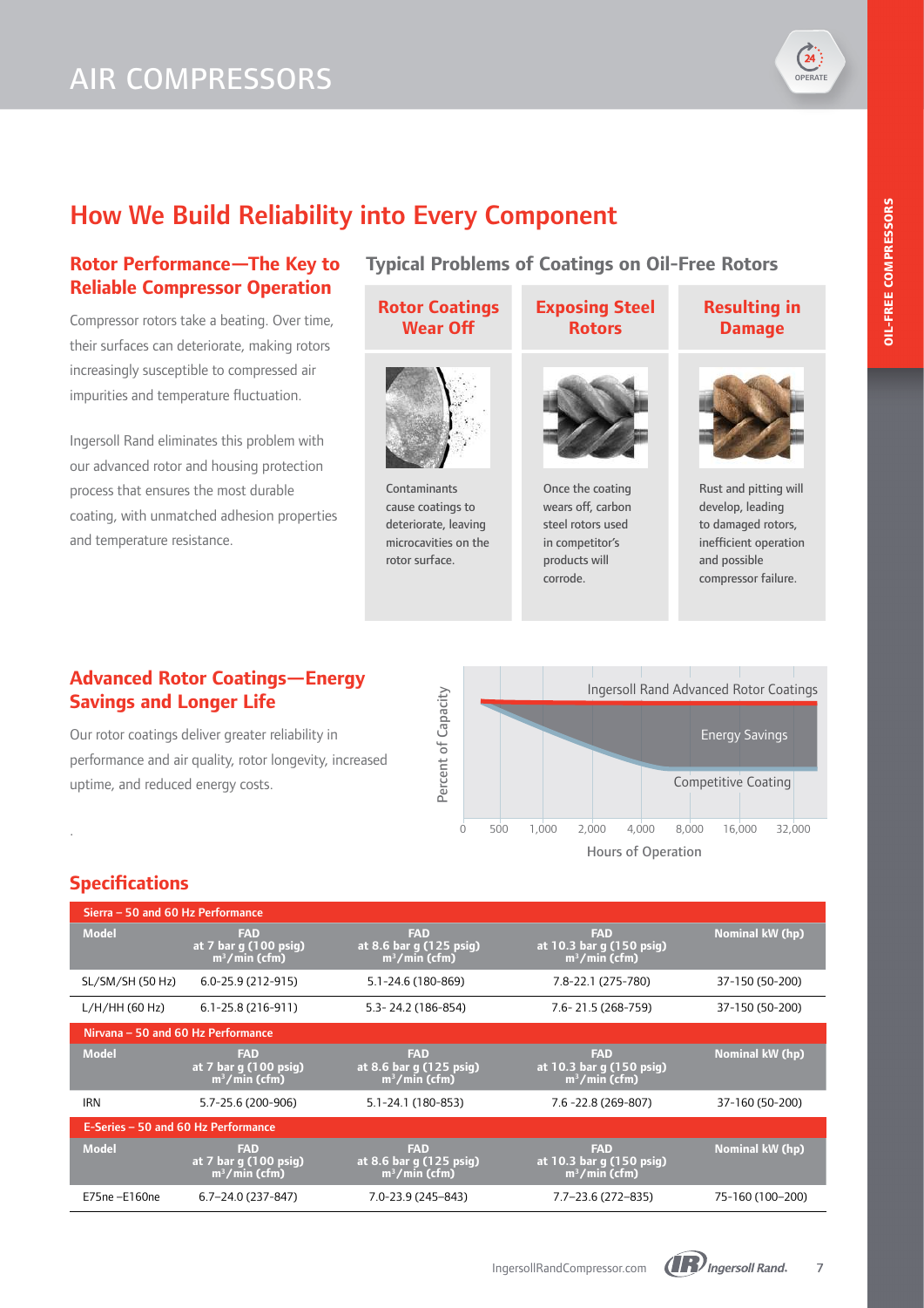# AIR COMPRESSORS

## How We Build Reliability into Every Component

### Rotor Performance—The Key to Reliable Compressor Operation

Compressor rotors take a beating. Over time, their surfaces can deteriorate, making rotors increasingly susceptible to compressed air impurities and temperature fluctuation.

Ingersoll Rand eliminates this problem with our advanced rotor and housing protection process that ensures the most durable coating, with unmatched adhesion properties and temperature resistance.

### Typical Problems of Coatings on Oil-Free Rotors

| Rotor Coatings Wear Off | Exposing Steel Rotors | Resulting in Damage |
|---|---|---|
| Contaminants cause coatings to deteriorate, leaving microcavities on the rotor surface. | Once the coating wears off, carbon steel rotors used in competitor's products will corrode. | Rust and pitting will develop, leading to damaged rotors, inefficient operation and possible compressor failure. |

### Advanced Rotor Coatings—Energy Savings and Longer Life

Our rotor coatings deliver greater reliability in performance and air quality, rotor longevity, increased uptime, and reduced energy costs.

Ingersoll Rand Advanced Rotor Coatings

Energy Savings

Competitive Coating

Percent of Capacity

0 500 1,000 2,000 4,000 8,000 16,000 32,000

Hours of Operation

## Specifications

| Sierra – 50 and 60 Hz Performance | | | | |
|---|---|---|---|---|
| **Model** | **FAD at 7 bar g (100 psig) $m^3$/min (cfm)** | **FAD at 8.6 bar g (125 psig) $m^3$/min (cfm)** | **FAD at 10.3 bar g (150 psig) $m^3$/min (cfm)** | **Nominal kW (hp)** |
| SL/SM/SH (50 Hz) | 6.0-25.9 (212-915) | 5.1-24.6 (180-869) | 7.8-22.1 (275-780) | 37-150 (50-200) |
| L/H/HH (60 Hz) | 6.1-25.8 (216-911) | 5.3- 24.2 (186-854) | 7.6- 21.5 (268-759) | 37-150 (50-200) |
| **Nirvana – 50 and 60 Hz Performance** | | | | |
| **Model** | **FAD at 7 bar g (100 psig) $m^3$/min (cfm)** | **FAD at 8.6 bar g (125 psig) $m^3$/min (cfm)** | **FAD at 10.3 bar g (150 psig) $m^3$/min (cfm)** | **Nominal kW (hp)** |
| IRN | 5.7-25.6 (200-906) | 5.1-24.1 (180-853) | 7.6 -22.8 (269-807) | 37-160 (50-200) |
| **E-Series – 50 and 60 Hz Performance** | | | | |
| **Model** | **FAD at 7 bar g (100 psig) $m^3$/min (cfm)** | **FAD at 8.6 bar g (125 psig) $m^3$/min (cfm)** | **FAD at 10.3 bar g (150 psig) $m^3$/min (cfm)** | **Nominal kW (hp)** |
| E75ne –E160ne | 6.7–24.0 (237-847) | 7.0-23.9 (245–843) | 7.7–23.6 (272–835) | 75-160 (100–200) |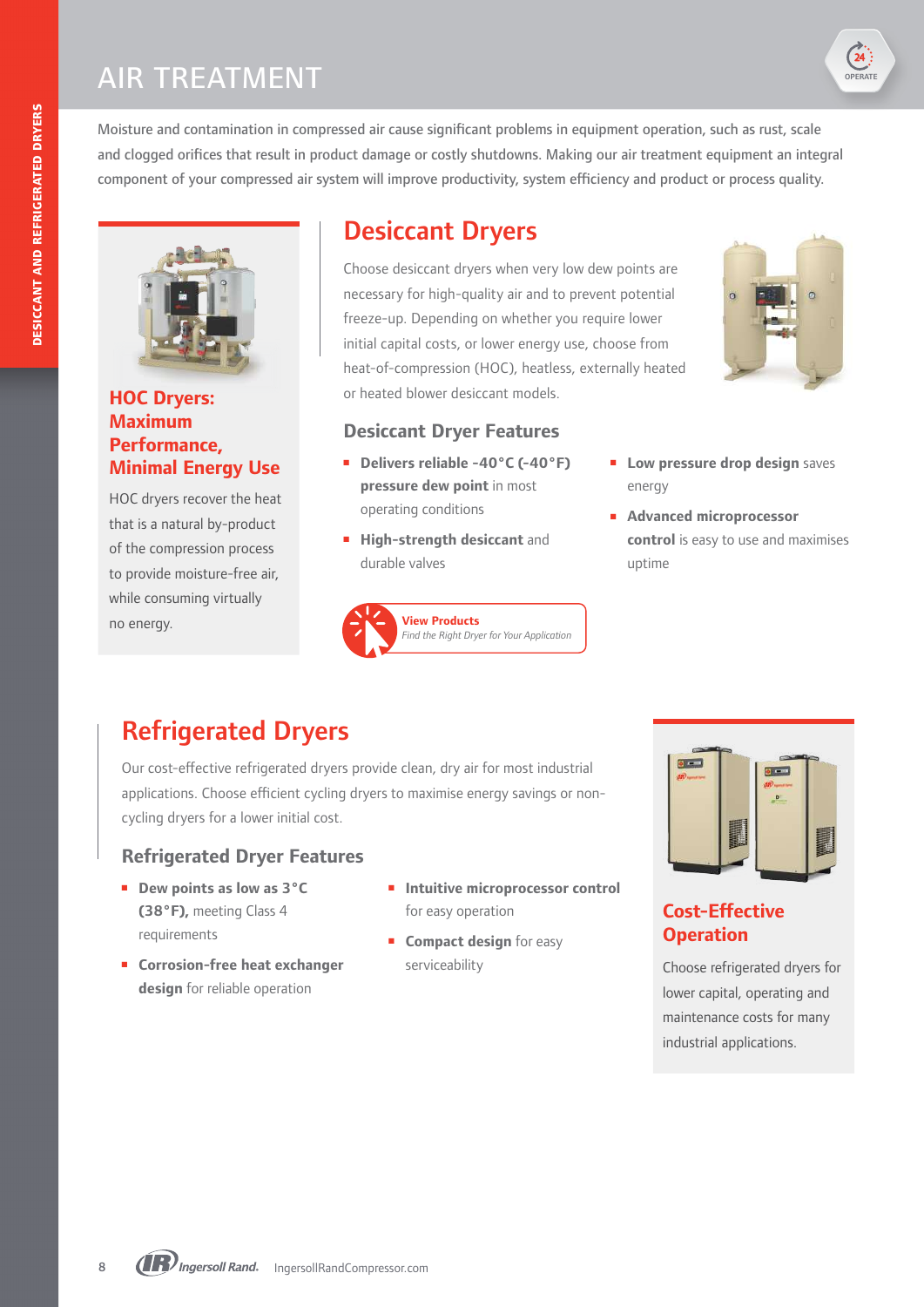# AIR TREATMENT

Moisture and contamination in compressed air cause significant problems in equipment operation, such as rust, scale and clogged orifices that result in product damage or costly shutdowns. Making our air treatment equipment an integral component of your compressed air system will improve productivity, system efficiency and product or process quality.

## Desiccant Dryers

Choose desiccant dryers when very low dew points are necessary for high-quality air and to prevent potential freeze-up. Depending on whether you require lower initial capital costs, or lower energy use, choose from heat-of-compression (HOC), heatless, externally heated or heated blower desiccant models.

### Desiccant Dryer Features

- **Delivers reliable -40°C (-40°F) pressure dew point** in most operating conditions
- **High-strength desiccant** and durable valves
- **Low pressure drop design** saves energy
- **Advanced microprocessor control** is easy to use and maximises uptime

**View Products**
*Find the Right Dryer for Your Application*

### HOC Dryers: Maximum Performance, Minimal Energy Use

HOC dryers recover the heat that is a natural by-product of the compression process to provide moisture-free air, while consuming virtually no energy.

## Refrigerated Dryers

Our cost-effective refrigerated dryers provide clean, dry air for most industrial applications. Choose efficient cycling dryers to maximise energy savings or non-cycling dryers for a lower initial cost.

### Refrigerated Dryer Features

- **Dew points as low as 3°C (38°F),** meeting Class 4 requirements
- **Corrosion-free heat exchanger design** for reliable operation
- **Intuitive microprocessor control** for easy operation
- **Compact design** for easy serviceability

### Cost-Effective Operation

Choose refrigerated dryers for lower capital, operating and maintenance costs for many industrial applications.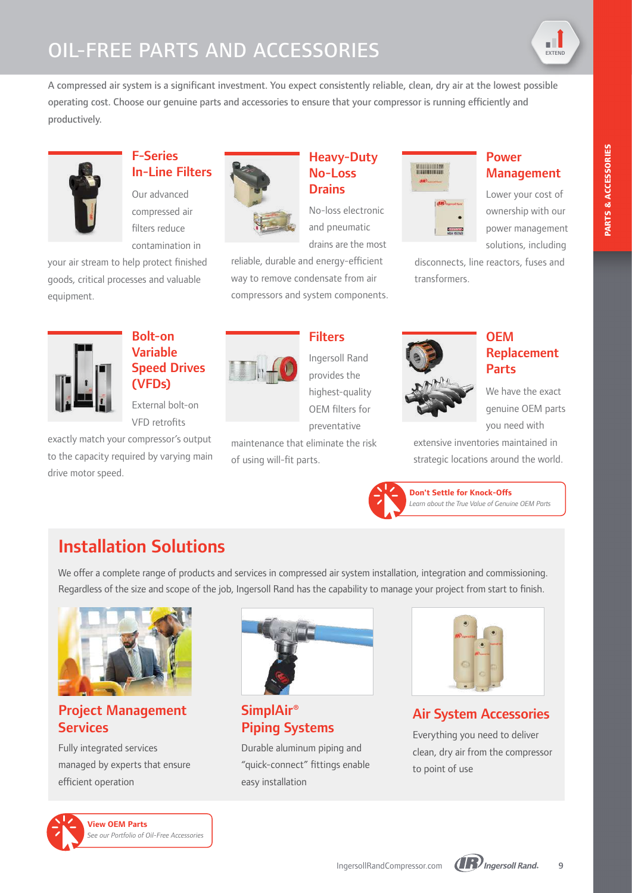# OIL-FREE PARTS AND ACCESSORIES

A compressed air system is a significant investment. You expect consistently reliable, clean, dry air at the lowest possible operating cost. Choose our genuine parts and accessories to ensure that your compressor is running efficiently and productively.

### F-Series In-Line Filters

Our advanced compressed air filters reduce contamination in your air stream to help protect finished goods, critical processes and valuable equipment.

### Heavy-Duty No-Loss Drains

No-loss electronic and pneumatic drains are the most reliable, durable and energy-efficient way to remove condensate from air compressors and system components.

### Power Management

Lower your cost of ownership with our power management solutions, including disconnects, line reactors, fuses and transformers.

### Bolt-on Variable Speed Drives (VFDs)

External bolt-on VFD retrofits exactly match your compressor's output to the capacity required by varying main drive motor speed.

### Filters

Ingersoll Rand provides the highest-quality OEM filters for preventative maintenance that eliminate the risk of using will-fit parts.

### OEM Replacement Parts

We have the exact genuine OEM parts you need with extensive inventories maintained in strategic locations around the world.

**Don't Settle for Knock-Offs**
*Learn about the True Value of Genuine OEM Parts*

## Installation Solutions

We offer a complete range of products and services in compressed air system installation, integration and commissioning. Regardless of the size and scope of the job, Ingersoll Rand has the capability to manage your project from start to finish.

### Project Management Services

Fully integrated services managed by experts that ensure efficient operation

### SimplAir® Piping Systems

Durable aluminum piping and "quick-connect" fittings enable easy installation

### Air System Accessories

Everything you need to deliver clean, dry air from the compressor to point of use

**View OEM Parts**
*See our Portfolio of Oil-Free Accessories*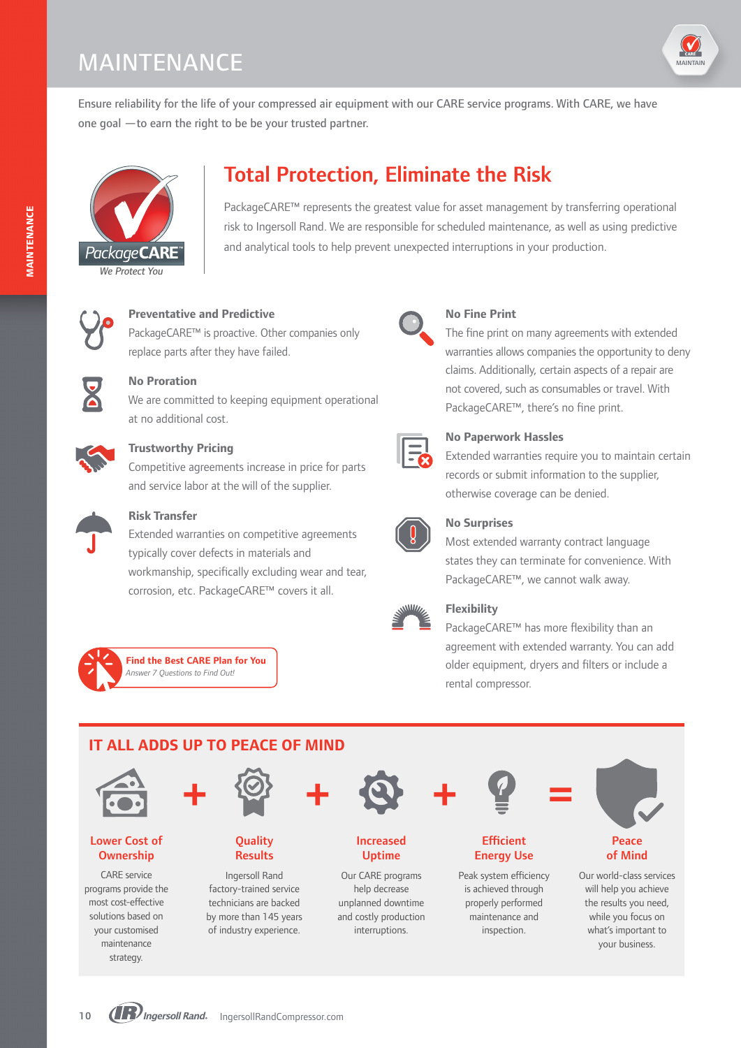# MAINTENANCE

Ensure reliability for the life of your compressed air equipment with our CARE service programs. With CARE, we have one goal —to earn the right to be be your trusted partner.

PackageCARE™
*We Protect You*

## Total Protection, Eliminate the Risk

PackageCARE™ represents the greatest value for asset management by transferring operational risk to Ingersoll Rand. We are responsible for scheduled maintenance, as well as using predictive and analytical tools to help prevent unexpected interruptions in your production.

### Preventative and Predictive

PackageCARE™ is proactive. Other companies only replace parts after they have failed.

### No Proration

We are committed to keeping equipment operational at no additional cost.

### Trustworthy Pricing

Competitive agreements increase in price for parts and service labor at the will of the supplier.

### Risk Transfer

Extended warranties on competitive agreements typically cover defects in materials and workmanship, specifically excluding wear and tear, corrosion, etc. PackageCARE™ covers it all.

### No Fine Print

The fine print on many agreements with extended warranties allows companies the opportunity to deny claims. Additionally, certain aspects of a repair are not covered, such as consumables or travel. With PackageCARE™, there's no fine print.

### No Paperwork Hassles

Extended warranties require you to maintain certain records or submit information to the supplier, otherwise coverage can be denied.

### No Surprises

Most extended warranty contract language states they can terminate for convenience. With PackageCARE™, we cannot walk away.

### Flexibility

PackageCARE™ has more flexibility than an agreement with extended warranty. You can add older equipment, dryers and filters or include a rental compressor.

**Find the Best CARE Plan for You**
*Answer 7 Questions to Find Out!*

## IT ALL ADDS UP TO PEACE OF MIND

**Lower Cost of Ownership** + **Quality Results** + **Increased Uptime** + **Efficient Energy Use** = **Peace of Mind**

**Lower Cost of Ownership**
CARE service programs provide the most cost-effective solutions based on your customised maintenance strategy.

**Quality Results**
Ingersoll Rand factory-trained service technicians are backed by more than 145 years of industry experience.

**Increased Uptime**
Our CARE programs help decrease unplanned downtime and costly production interruptions.

**Efficient Energy Use**
Peak system efficiency is achieved through properly performed maintenance and inspection.

**Peace of Mind**
Our world-class services will help you achieve the results you need, while you focus on what's important to your business.

Ingersoll Rand. IngersollRandCompressor.com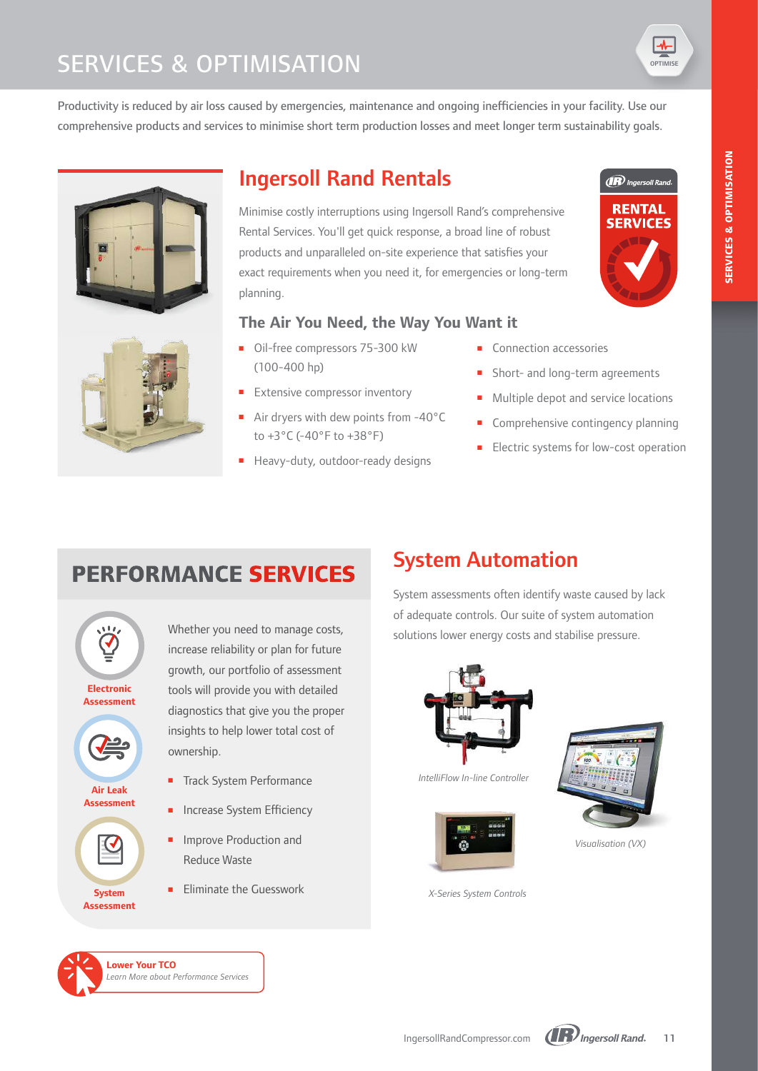# SERVICES & OPTIMISATION

Productivity is reduced by air loss caused by emergencies, maintenance and ongoing inefficiencies in your facility. Use our comprehensive products and services to minimise short term production losses and meet longer term sustainability goals.

## Ingersoll Rand Rentals

Minimise costly interruptions using Ingersoll Rand's comprehensive Rental Services. You'll get quick response, a broad line of robust products and unparalleled on-site experience that satisfies your exact requirements when you need it, for emergencies or long-term planning.

### The Air You Need, the Way You Want it

- Oil-free compressors 75-300 kW (100-400 hp)
- Extensive compressor inventory
- Air dryers with dew points from -40°C to +3°C (-40°F to +38°F)
- Heavy-duty, outdoor-ready designs
- Connection accessories
- Short- and long-term agreements
- Multiple depot and service locations
- Comprehensive contingency planning
- Electric systems for low-cost operation

## PERFORMANCE SERVICES

**Electronic Assessment**

**Air Leak Assessment**

**System Assessment**

Whether you need to manage costs, increase reliability or plan for future growth, our portfolio of assessment tools will provide you with detailed diagnostics that give you the proper insights to help lower total cost of ownership.

- Track System Performance
- Increase System Efficiency
- Improve Production and Reduce Waste
- Eliminate the Guesswork

**Lower Your TCO**
*Learn More about Performance Services*

## System Automation

System assessments often identify waste caused by lack of adequate controls. Our suite of system automation solutions lower energy costs and stabilise pressure.

*IntelliFlow In-line Controller*

*Visualisation (VX)*

*X-Series System Controls*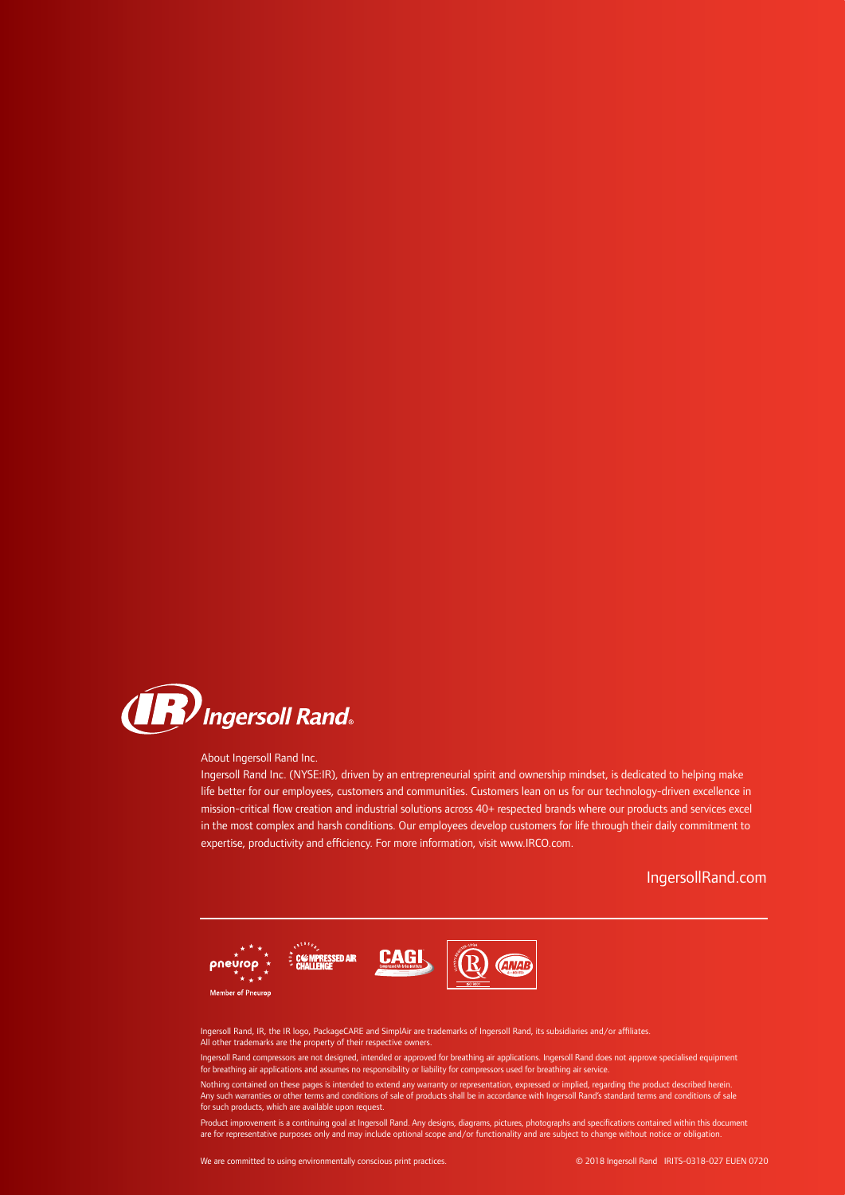Ingersoll Rand

About Ingersoll Rand Inc.

Ingersoll Rand Inc. (NYSE:IR), driven by an entrepreneurial spirit and ownership mindset, is dedicated to helping make life better for our employees, customers and communities. Customers lean on us for our technology-driven excellence in mission-critical flow creation and industrial solutions across 40+ respected brands where our products and services excel in the most complex and harsh conditions. Our employees develop customers for life through their daily commitment to expertise, productivity and efficiency. For more information, visit www.IRCO.com.

IngersollRand.com

Member of Pneurop

Ingersoll Rand, IR, the IR logo, PackageCARE and SimplAir are trademarks of Ingersoll Rand, its subsidiaries and/or affiliates. All other trademarks are the property of their respective owners.

Ingersoll Rand compressors are not designed, intended or approved for breathing air applications. Ingersoll Rand does not approve specialised equipment for breathing air applications and assumes no responsibility or liability for compressors used for breathing air service.

Nothing contained on these pages is intended to extend any warranty or representation, expressed or implied, regarding the product described herein. Any such warranties or other terms and conditions of sale of products shall be in accordance with Ingersoll Rand's standard terms and conditions of sale for such products, which are available upon request.

Product improvement is a continuing goal at Ingersoll Rand. Any designs, diagrams, pictures, photographs and specifications contained within this document are for representative purposes only and may include optional scope and/or functionality and are subject to change without notice or obligation.

We are committed to using environmentally conscious print practices.

© 2018 Ingersoll Rand IRITS-0318-027 EUEN 0720